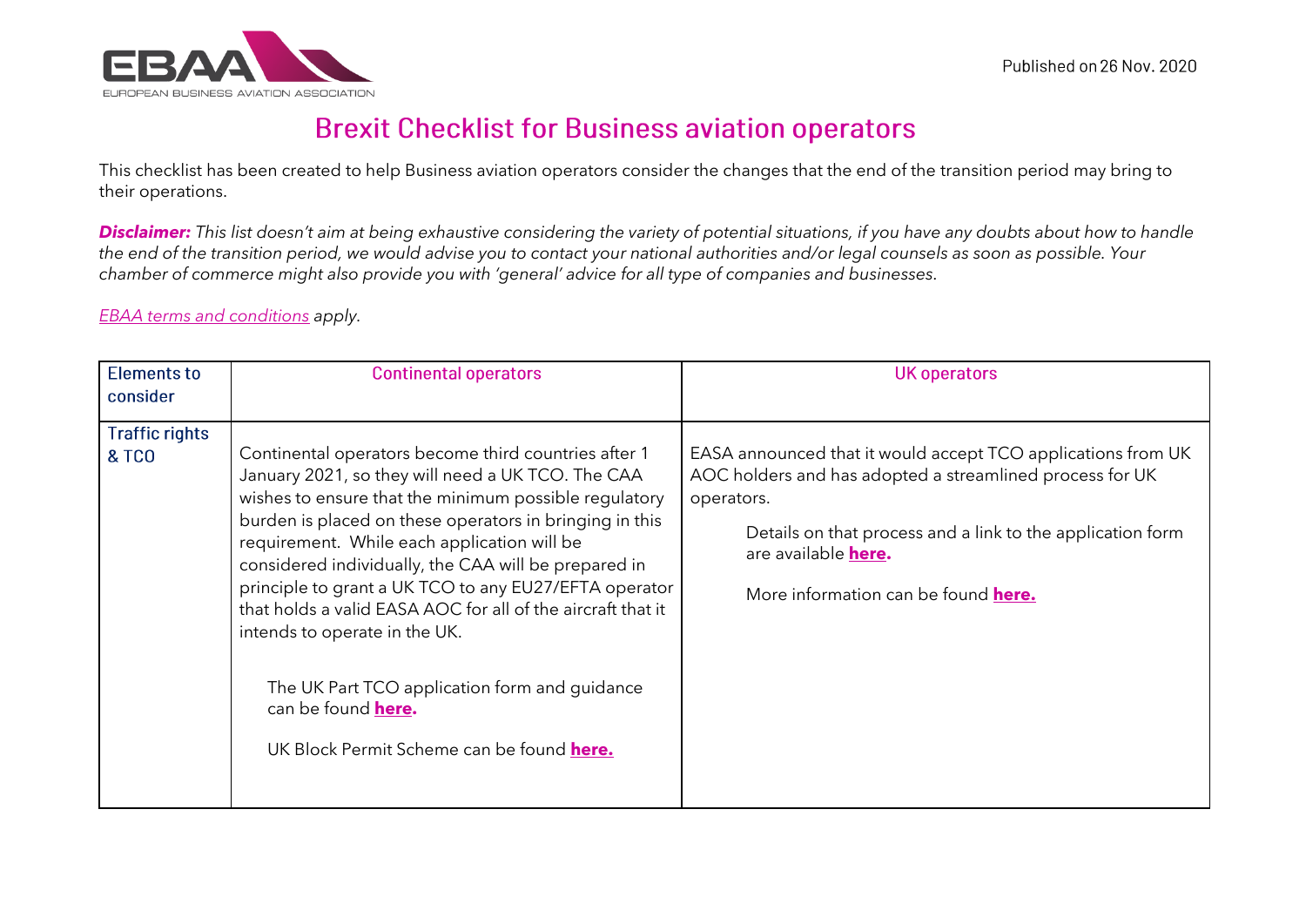Published on 26 Nov. 2020

# Brexit Checklist for Business aviation operators

This checklist has been created to help Business aviation operators consider the changes that the end of the transition period may bring to their operations.

***Disclaimer:*** *This list doesn't aim at being exhaustive considering the variety of potential situations, if you have any doubts about how to handle the end of the transition period, we would advise you to contact your national authorities and/or legal counsels as soon as possible. Your chamber of commerce might also provide you with 'general' advice for all type of companies and businesses.*

*EBAA terms and conditions apply.*

| Elements to consider | Continental operators | UK operators |
| --- | --- | --- |
| Traffic rights & TCO | Continental operators become third countries after 1 January 2021, so they will need a UK TCO. The CAA wishes to ensure that the minimum possible regulatory burden is placed on these operators in bringing in this requirement. While each application will be considered individually, the CAA will be prepared in principle to grant a UK TCO to any EU27/EFTA operator that holds a valid EASA AOC for all of the aircraft that it intends to operate in the UK.<br><br>The UK Part TCO application form and guidance can be found **here.**<br><br>UK Block Permit Scheme can be found **here.** | EASA announced that it would accept TCO applications from UK AOC holders and has adopted a streamlined process for UK operators.<br><br>Details on that process and a link to the application form are available **here.**<br><br>More information can be found **here.** |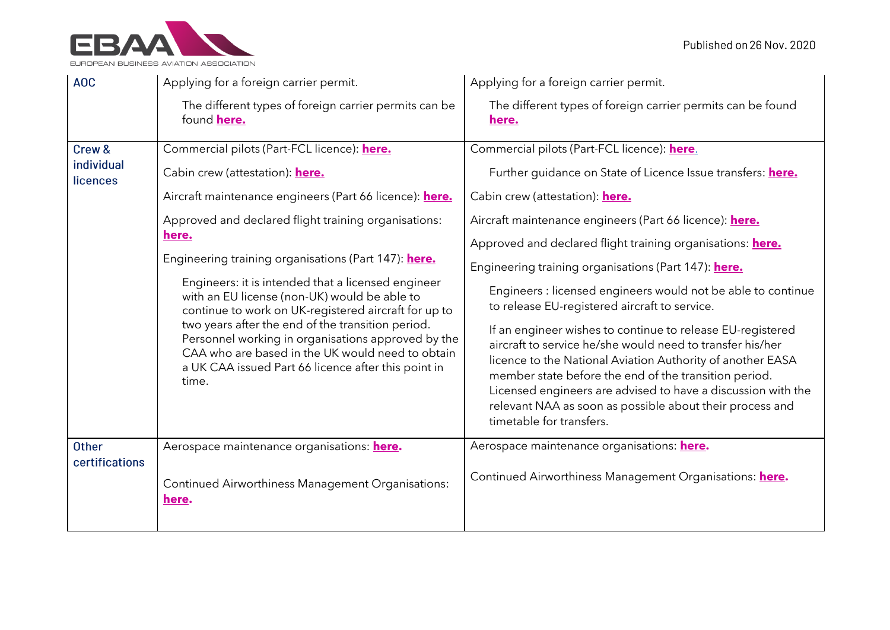| | | |
|---|---|---|
| **AOC** | Applying for a foreign carrier permit.<br><br>The different types of foreign carrier permits can be found **here.** | Applying for a foreign carrier permit.<br><br>The different types of foreign carrier permits can be found **here.** |
| **Crew & individual licences** | Commercial pilots (Part-FCL licence): **here.**<br><br>Cabin crew (attestation): **here.**<br><br>Aircraft maintenance engineers (Part 66 licence): **here.**<br><br>Approved and declared flight training organisations: **here.**<br><br>Engineering training organisations (Part 147): **here.**<br><br>Engineers: it is intended that a licensed engineer with an EU license (non-UK) would be able to continue to work on UK-registered aircraft for up to two years after the end of the transition period. Personnel working in organisations approved by the CAA who are based in the UK would need to obtain a UK CAA issued Part 66 licence after this point in time. | Commercial pilots (Part-FCL licence): **here**.<br><br>Further guidance on State of Licence Issue transfers: **here.**<br><br>Cabin crew (attestation): **here.**<br><br>Aircraft maintenance engineers (Part 66 licence): **here.**<br><br>Approved and declared flight training organisations: **here.**<br><br>Engineering training organisations (Part 147): **here.**<br><br>Engineers : licensed engineers would not be able to continue to release EU-registered aircraft to service.<br><br>If an engineer wishes to continue to release EU-registered aircraft to service he/she would need to transfer his/her licence to the National Aviation Authority of another EASA member state before the end of the transition period. Licensed engineers are advised to have a discussion with the relevant NAA as soon as possible about their process and timetable for transfers. |
| **Other certifications** | Aerospace maintenance organisations: **here.**<br><br>Continued Airworthiness Management Organisations: **here.** | Aerospace maintenance organisations: **here.**<br><br>Continued Airworthiness Management Organisations: **here.** |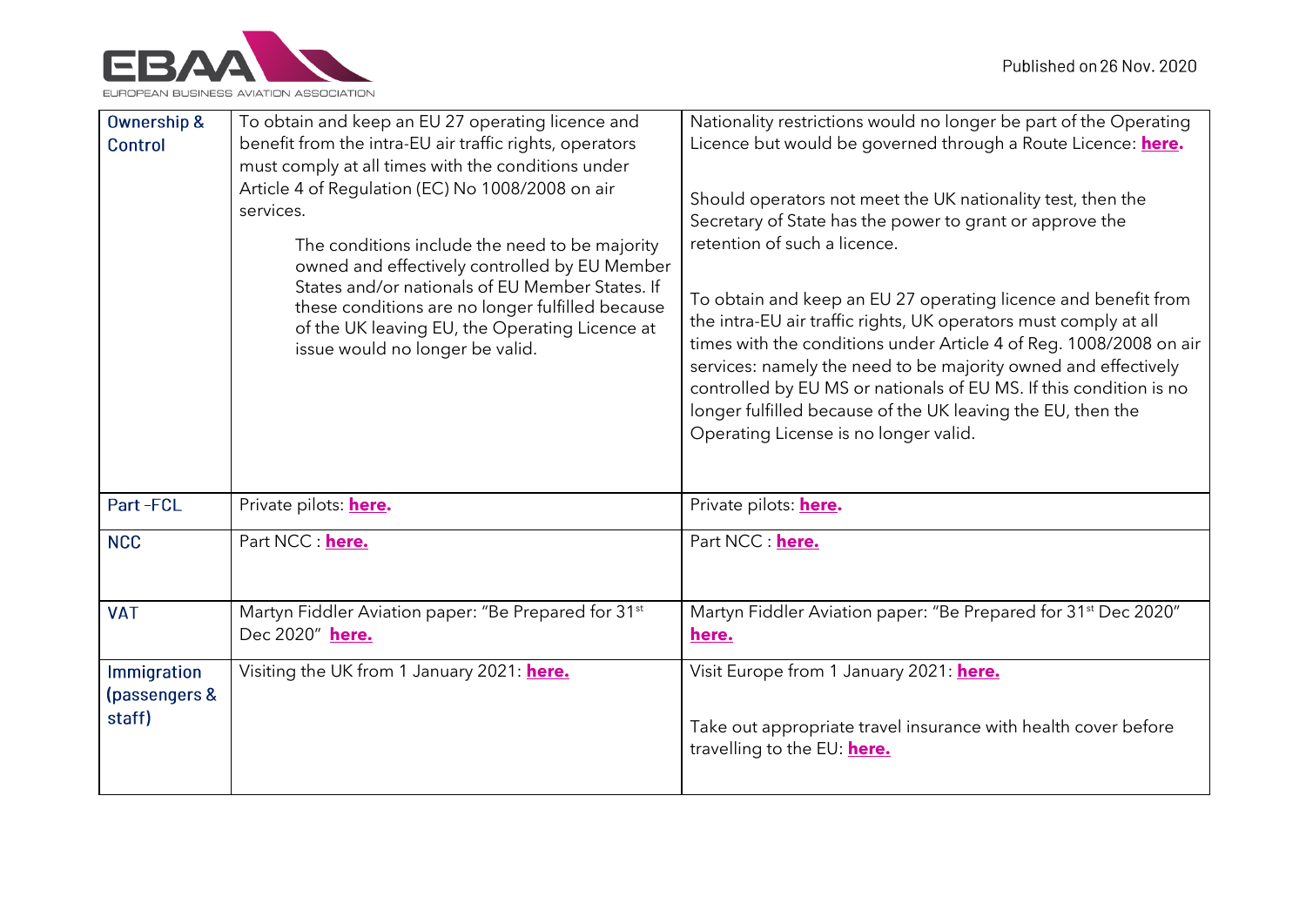| Ownership & Control | To obtain and keep an EU 27 operating licence and benefit from the intra-EU air traffic rights, operators must comply at all times with the conditions under Article 4 of Regulation (EC) No 1008/2008 on air services.<br><br>The conditions include the need to be majority owned and effectively controlled by EU Member States and/or nationals of EU Member States. If these conditions are no longer fulfilled because of the UK leaving EU, the Operating Licence at issue would no longer be valid. | Nationality restrictions would no longer be part of the Operating Licence but would be governed through a Route Licence: **here.**<br><br>Should operators not meet the UK nationality test, then the Secretary of State has the power to grant or approve the retention of such a licence.<br><br>To obtain and keep an EU 27 operating licence and benefit from the intra-EU air traffic rights, UK operators must comply at all times with the conditions under Article 4 of Reg. 1008/2008 on air services: namely the need to be majority owned and effectively controlled by EU MS or nationals of EU MS. If this condition is no longer fulfilled because of the UK leaving the EU, then the Operating License is no longer valid. |
|---|---|---|
| Part -FCL | Private pilots: **here.** | Private pilots: **here.** |
| NCC | Part NCC : **here.** | Part NCC : **here.** |
| VAT | Martyn Fiddler Aviation paper: "Be Prepared for 31st Dec 2020" **here.** | Martyn Fiddler Aviation paper: "Be Prepared for 31st Dec 2020" **here.** |
| Immigration (passengers & staff) | Visiting the UK from 1 January 2021: **here.** | Visit Europe from 1 January 2021: **here.**<br><br>Take out appropriate travel insurance with health cover before travelling to the EU: **here.** |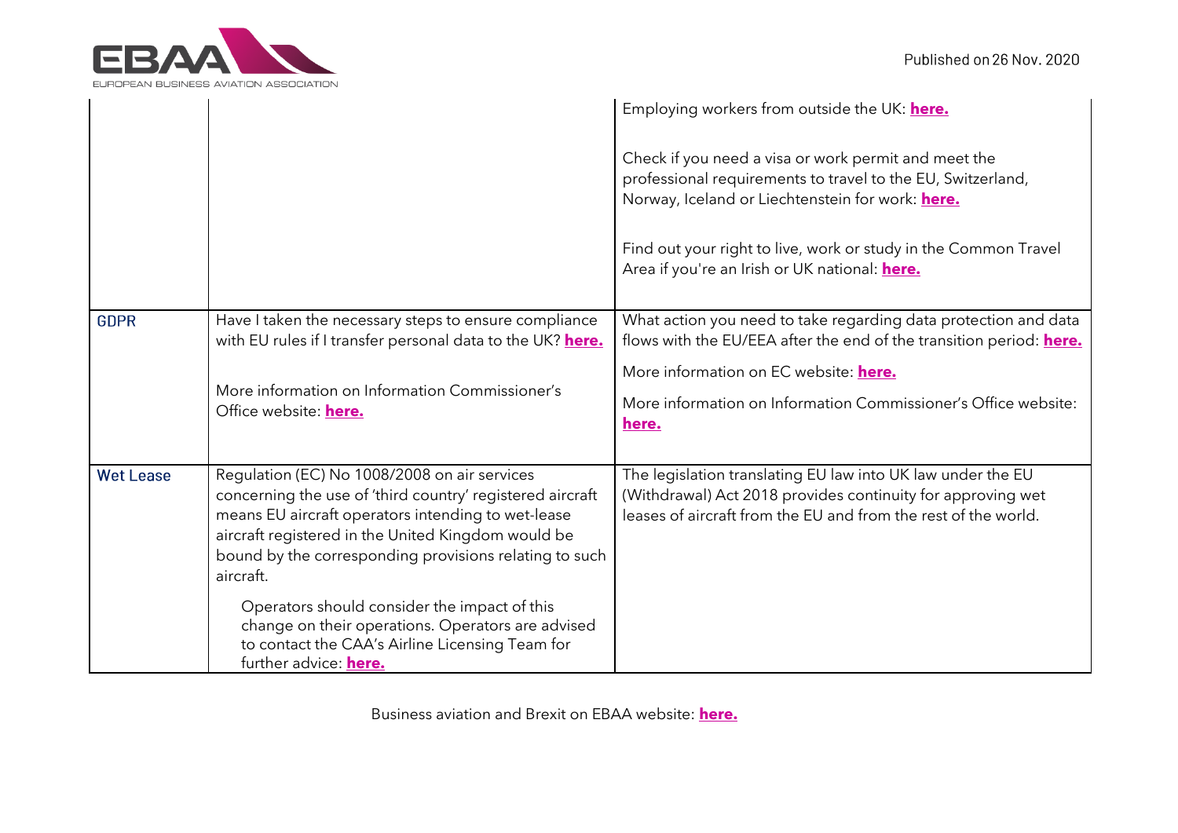| | | |
|---|---|---|
| | | Employing workers from outside the UK: **here.**<br><br>Check if you need a visa or work permit and meet the professional requirements to travel to the EU, Switzerland, Norway, Iceland or Liechtenstein for work: **here.**<br><br>Find out your right to live, work or study in the Common Travel Area if you're an Irish or UK national: **here.** |
| GDPR | Have I taken the necessary steps to ensure compliance with EU rules if I transfer personal data to the UK? **here.**<br><br>More information on Information Commissioner's Office website: **here.** | What action you need to take regarding data protection and data flows with the EU/EEA after the end of the transition period: **here.**<br><br>More information on EC website: **here.**<br><br>More information on Information Commissioner's Office website: **here.** |
| Wet Lease | Regulation (EC) No 1008/2008 on air services concerning the use of 'third country' registered aircraft means EU aircraft operators intending to wet-lease aircraft registered in the United Kingdom would be bound by the corresponding provisions relating to such aircraft.<br><br>Operators should consider the impact of this change on their operations. Operators are advised to contact the CAA's Airline Licensing Team for further advice: **here.** | The legislation translating EU law into UK law under the EU (Withdrawal) Act 2018 provides continuity for approving wet leases of aircraft from the EU and from the rest of the world. |

Business aviation and Brexit on EBAA website: **here.**